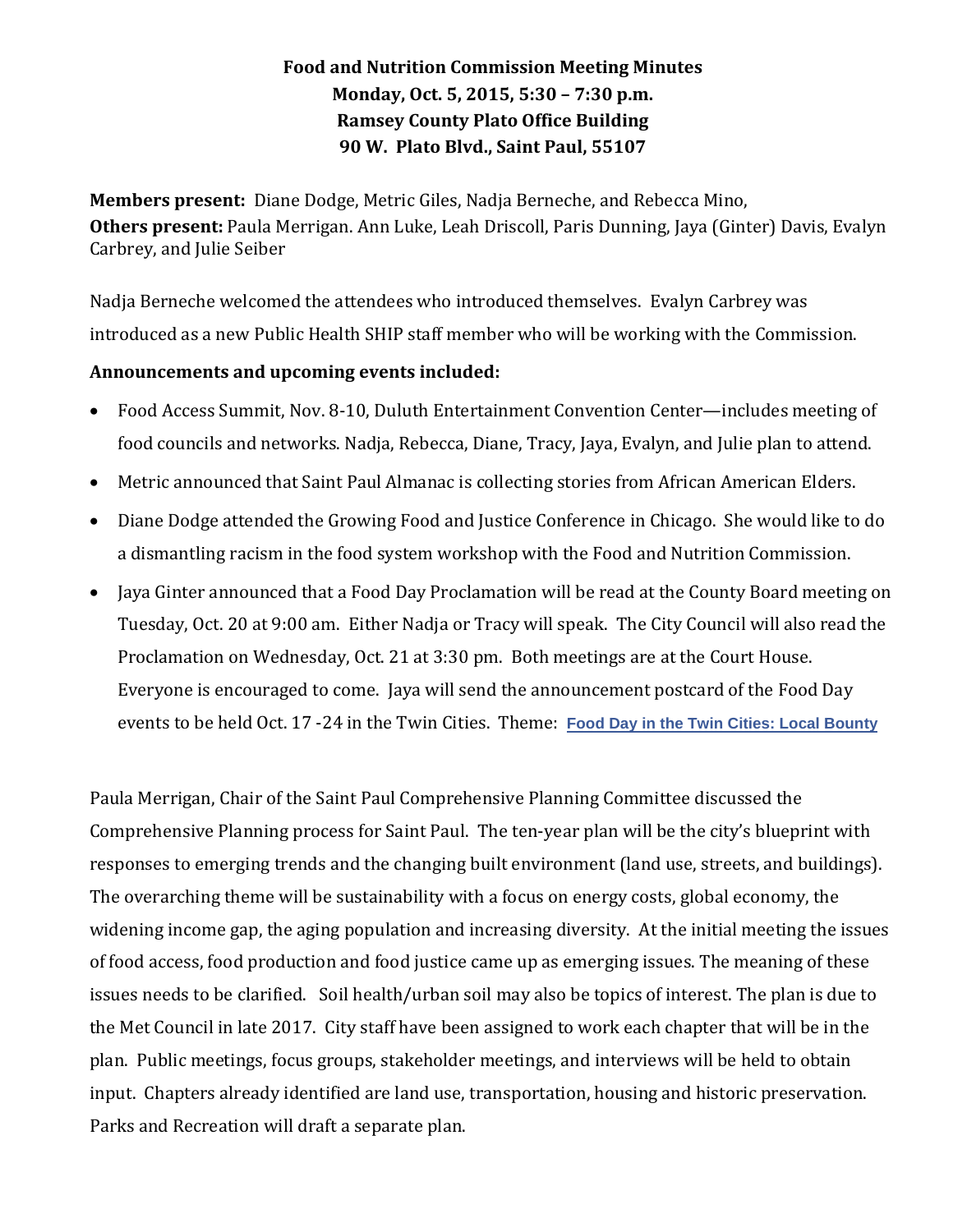**Food and Nutrition Commission Meeting Minutes**
**Monday, Oct. 5, 2015, 5:30 – 7:30 p.m.**
**Ramsey County Plato Office Building**
**90 W. Plato Blvd., Saint Paul, 55107**

**Members present:** Diane Dodge, Metric Giles, Nadja Berneche, and Rebecca Mino,
**Others present:** Paula Merrigan. Ann Luke, Leah Driscoll, Paris Dunning, Jaya (Ginter) Davis, Evalyn Carbrey, and Julie Seiber

Nadja Berneche welcomed the attendees who introduced themselves. Evalyn Carbrey was introduced as a new Public Health SHIP staff member who will be working with the Commission.

**Announcements and upcoming events included:**

- Food Access Summit, Nov. 8-10, Duluth Entertainment Convention Center—includes meeting of food councils and networks. Nadja, Rebecca, Diane, Tracy, Jaya, Evalyn, and Julie plan to attend.
- Metric announced that Saint Paul Almanac is collecting stories from African American Elders.
- Diane Dodge attended the Growing Food and Justice Conference in Chicago. She would like to do a dismantling racism in the food system workshop with the Food and Nutrition Commission.
- Jaya Ginter announced that a Food Day Proclamation will be read at the County Board meeting on Tuesday, Oct. 20 at 9:00 am. Either Nadja or Tracy will speak. The City Council will also read the Proclamation on Wednesday, Oct. 21 at 3:30 pm. Both meetings are at the Court House. Everyone is encouraged to come. Jaya will send the announcement postcard of the Food Day events to be held Oct. 17 -24 in the Twin Cities. Theme: **Food Day in the Twin Cities: Local Bounty**

Paula Merrigan, Chair of the Saint Paul Comprehensive Planning Committee discussed the Comprehensive Planning process for Saint Paul. The ten-year plan will be the city's blueprint with responses to emerging trends and the changing built environment (land use, streets, and buildings). The overarching theme will be sustainability with a focus on energy costs, global economy, the widening income gap, the aging population and increasing diversity. At the initial meeting the issues of food access, food production and food justice came up as emerging issues. The meaning of these issues needs to be clarified. Soil health/urban soil may also be topics of interest. The plan is due to the Met Council in late 2017. City staff have been assigned to work each chapter that will be in the plan. Public meetings, focus groups, stakeholder meetings, and interviews will be held to obtain input. Chapters already identified are land use, transportation, housing and historic preservation. Parks and Recreation will draft a separate plan.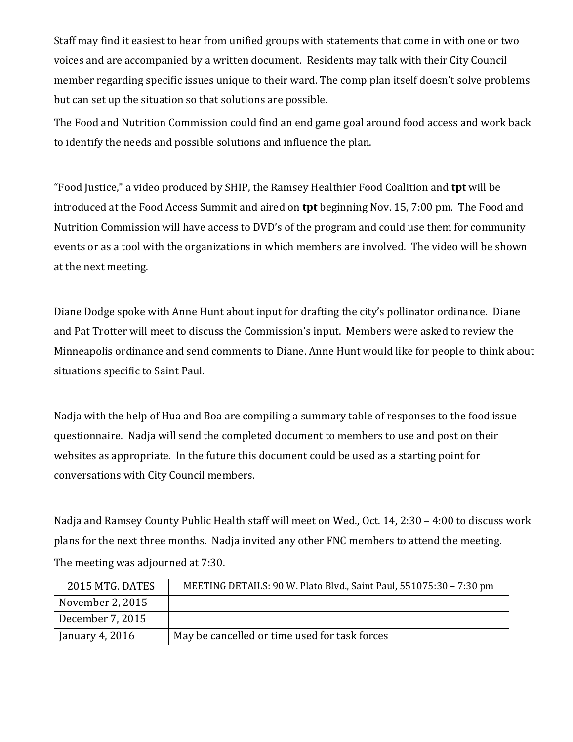Staff may find it easiest to hear from unified groups with statements that come in with one or two voices and are accompanied by a written document. Residents may talk with their City Council member regarding specific issues unique to their ward. The comp plan itself doesn't solve problems but can set up the situation so that solutions are possible.

The Food and Nutrition Commission could find an end game goal around food access and work back to identify the needs and possible solutions and influence the plan.

"Food Justice," a video produced by SHIP, the Ramsey Healthier Food Coalition and **tpt** will be introduced at the Food Access Summit and aired on **tpt** beginning Nov. 15, 7:00 pm. The Food and Nutrition Commission will have access to DVD's of the program and could use them for community events or as a tool with the organizations in which members are involved. The video will be shown at the next meeting.

Diane Dodge spoke with Anne Hunt about input for drafting the city's pollinator ordinance. Diane and Pat Trotter will meet to discuss the Commission's input. Members were asked to review the Minneapolis ordinance and send comments to Diane. Anne Hunt would like for people to think about situations specific to Saint Paul.

Nadja with the help of Hua and Boa are compiling a summary table of responses to the food issue questionnaire. Nadja will send the completed document to members to use and post on their websites as appropriate. In the future this document could be used as a starting point for conversations with City Council members.

Nadja and Ramsey County Public Health staff will meet on Wed., Oct. 14, 2:30 – 4:00 to discuss work plans for the next three months. Nadja invited any other FNC members to attend the meeting.

The meeting was adjourned at 7:30.

| 2015 MTG. DATES | MEETING DETAILS: 90 W. Plato Blvd., Saint Paul, 551075:30 – 7:30 pm |
|---|---|
| November 2, 2015 | |
| December 7, 2015 | |
| January 4, 2016 | May be cancelled or time used for task forces |